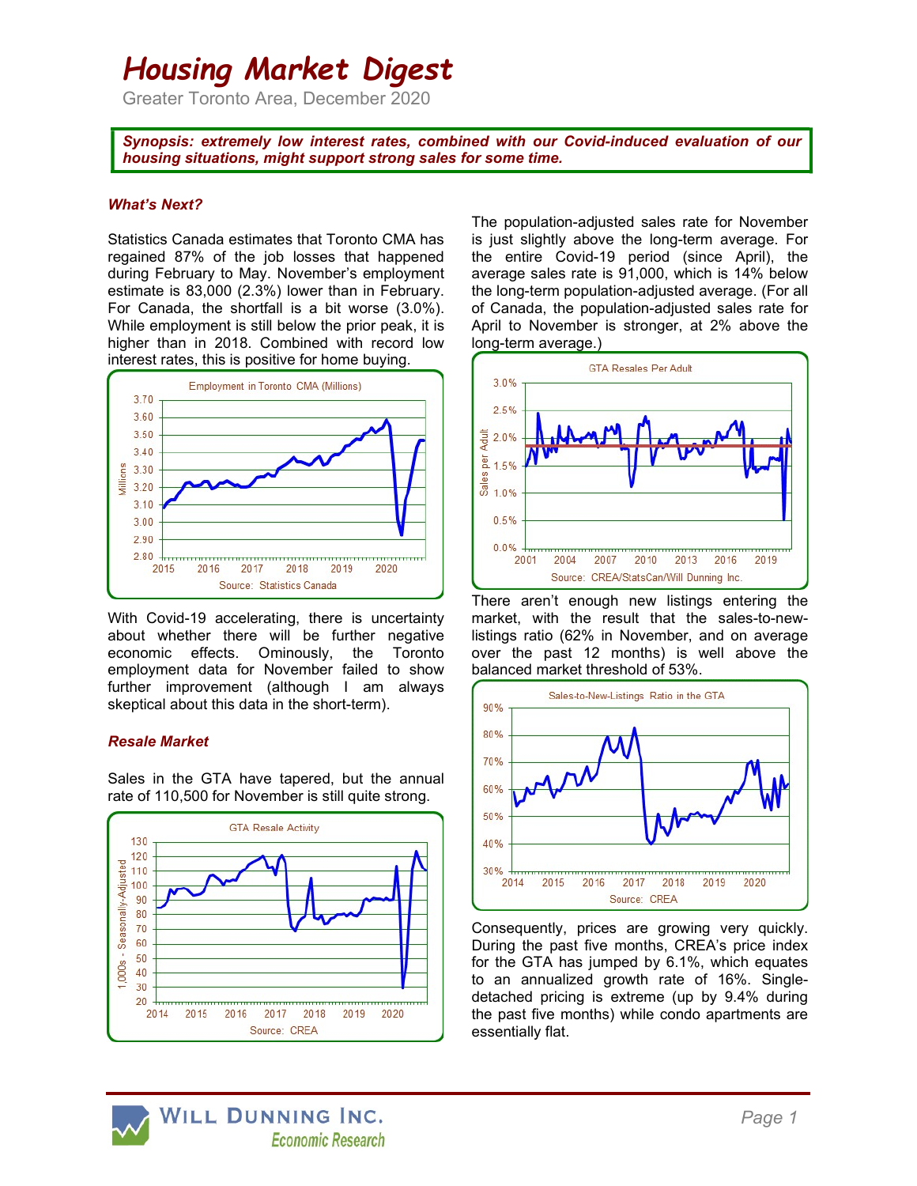# *Housing Market Digest*

Greater Toronto Area, December 2020

***Synopsis: extremely low interest rates, combined with our Covid-induced evaluation of our housing situations, might support strong sales for some time.***

### *What's Next?*

Statistics Canada estimates that Toronto CMA has regained 87% of the job losses that happened during February to May. November's employment estimate is 83,000 (2.3%) lower than in February. For Canada, the shortfall is a bit worse (3.0%). While employment is still below the prior peak, it is higher than in 2018. Combined with record low interest rates, this is positive for home buying.

Employment in Toronto CMA (Millions)

Source: Statistics Canada

With Covid-19 accelerating, there is uncertainty about whether there will be further negative economic effects. Ominously, the Toronto employment data for November failed to show further improvement (although I am always skeptical about this data in the short-term).

### *Resale Market*

Sales in the GTA have tapered, but the annual rate of 110,500 for November is still quite strong.

GTA Resale Activity

Source: CREA

The population-adjusted sales rate for November is just slightly above the long-term average. For the entire Covid-19 period (since April), the average sales rate is 91,000, which is 14% below the long-term population-adjusted average. (For all of Canada, the population-adjusted sales rate for April to November is stronger, at 2% above the long-term average.)

GTA Resales Per Adult

Source: CREA/StatsCan/Will Dunning Inc.

There aren't enough new listings entering the market, with the result that the sales-to-new-listings ratio (62% in November, and on average over the past 12 months) is well above the balanced market threshold of 53%.

Sales-to-New-Listings Ratio in the GTA

Source: CREA

Consequently, prices are growing very quickly. During the past five months, CREA's price index for the GTA has jumped by 6.1%, which equates to an annualized growth rate of 16%. Single-detached pricing is extreme (up by 9.4% during the past five months) while condo apartments are essentially flat.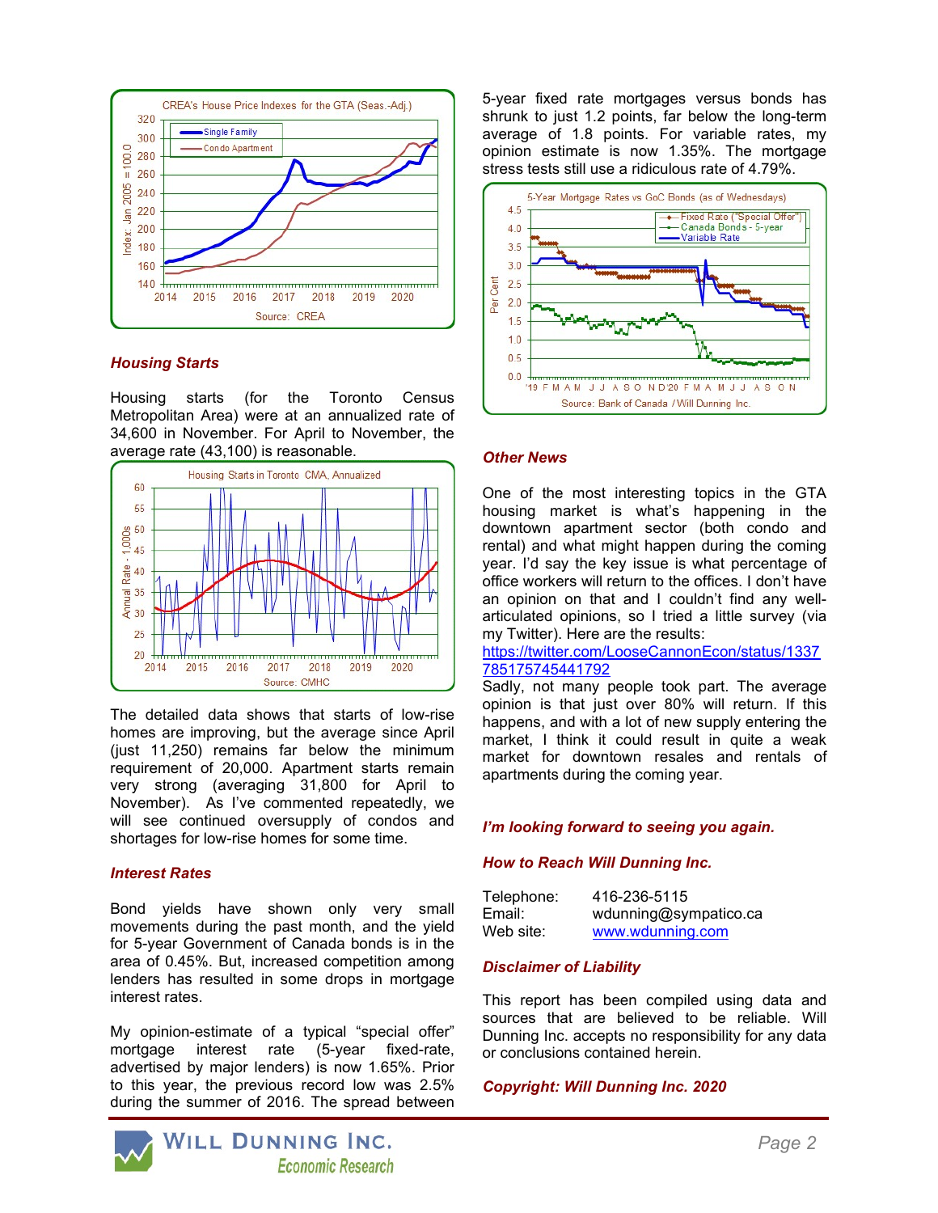CREA's House Price Indexes for the GTA (Seas.-Adj.)

Single Family

Condo Apartment

Index: Jan 2005 = 100.0

320 300 280 260 240 220 200 180 160 140

2014 2015 2016 2017 2018 2019 2020

Source: CREA

### *Housing Starts*

Housing starts (for the Toronto Census Metropolitan Area) were at an annualized rate of 34,600 in November. For April to November, the average rate (43,100) is reasonable.

Housing Starts in Toronto CMA, Annualized

Annual Rate - 1,000s

60 55 50 45 40 35 30 25 20

2014 2015 2016 2017 2018 2019 2020

Source: CMHC

The detailed data shows that starts of low-rise homes are improving, but the average since April (just 11,250) remains far below the minimum requirement of 20,000. Apartment starts remain very strong (averaging 31,800 for April to November). As I've commented repeatedly, we will see continued oversupply of condos and shortages for low-rise homes for some time.

### *Interest Rates*

Bond yields have shown only very small movements during the past month, and the yield for 5-year Government of Canada bonds is in the area of 0.45%. But, increased competition among lenders has resulted in some drops in mortgage interest rates.

My opinion-estimate of a typical "special offer" mortgage interest rate (5-year fixed-rate, advertised by major lenders) is now 1.65%. Prior to this year, the previous record low was 2.5% during the summer of 2016. The spread between 5-year fixed rate mortgages versus bonds has shrunk to just 1.2 points, far below the long-term average of 1.8 points. For variable rates, my opinion estimate is now 1.35%. The mortgage stress tests still use a ridiculous rate of 4.79%.

5-Year Mortgage Rates vs GoC Bonds (as of Wednesdays)

Fixed Rate ("Special Offer")

Canada Bonds - 5-year

Variable Rate

Per Cent

4.5 4.0 3.5 3.0 2.5 2.0 1.5 1.0 0.5 0.0

'19 F M A M J J A S O N D '20 F M A M J J A S O N

Source: Bank of Canada / Will Dunning Inc.

### *Other News*

One of the most interesting topics in the GTA housing market is what's happening in the downtown apartment sector (both condo and rental) and what might happen during the coming year. I'd say the key issue is what percentage of office workers will return to the offices. I don't have an opinion on that and I couldn't find any well-articulated opinions, so I tried a little survey (via my Twitter). Here are the results: https://twitter.com/LooseCannonEcon/status/1337785175745441792

Sadly, not many people took part. The average opinion is that just over 80% will return. If this happens, and with a lot of new supply entering the market, I think it could result in quite a weak market for downtown resales and rentals of apartments during the coming year.

### *I'm looking forward to seeing you again.*

### *How to Reach Will Dunning Inc.*

| | |
|---|---|
| Telephone: | 416-236-5115 |
| Email: | wdunning@sympatico.ca |
| Web site: | www.wdunning.com |

### *Disclaimer of Liability*

This report has been compiled using data and sources that are believed to be reliable. Will Dunning Inc. accepts no responsibility for any data or conclusions contained herein.

### *Copyright: Will Dunning Inc. 2020*